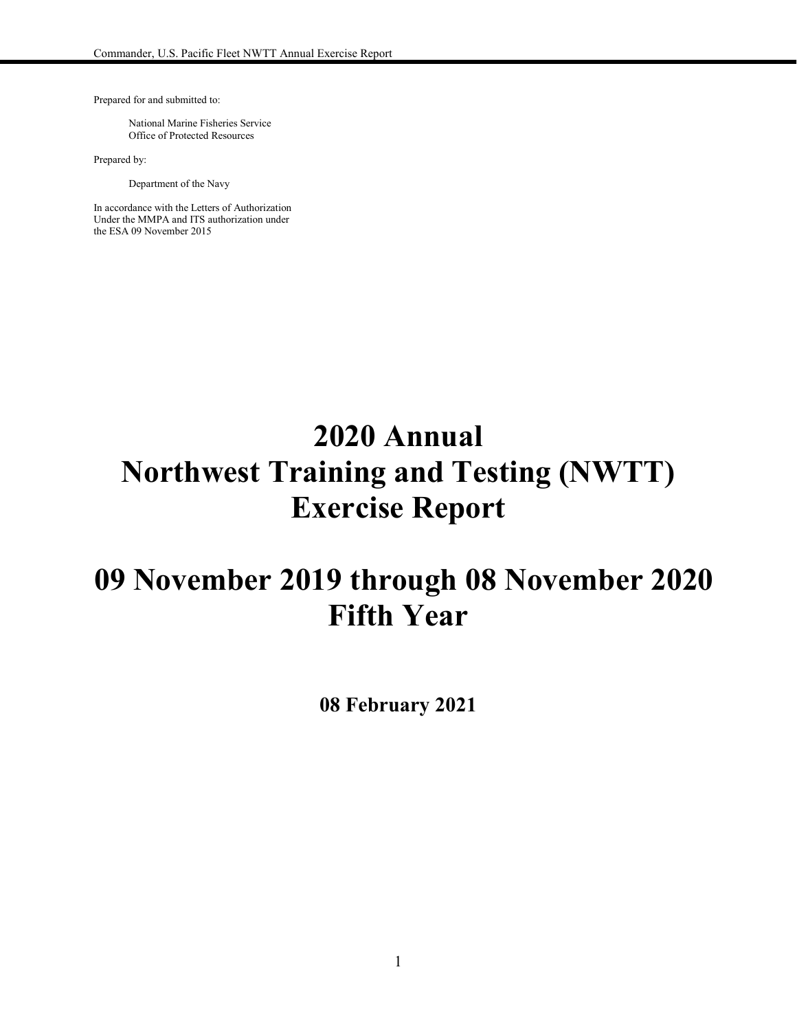Prepared for and submitted to:

National Marine Fisheries Service
Office of Protected Resources

Prepared by:

Department of the Navy

In accordance with the Letters of Authorization
Under the MMPA and ITS authorization under
the ESA 09 November 2015

# 2020 Annual Northwest Training and Testing (NWTT) Exercise Report

# 09 November 2019 through 08 November 2020 Fifth Year

**08 February 2021**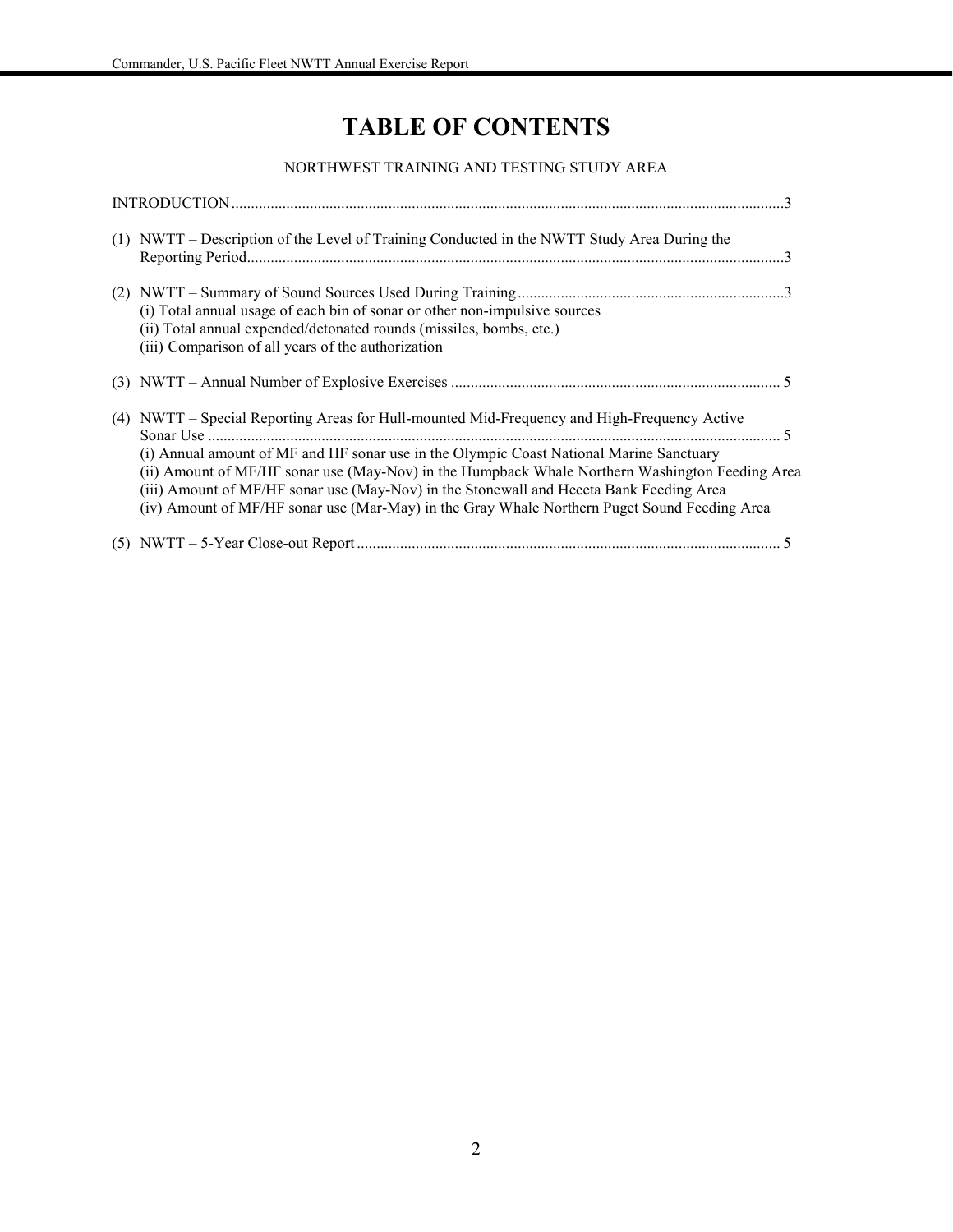# TABLE OF CONTENTS

NORTHWEST TRAINING AND TESTING STUDY AREA

INTRODUCTION ........................................................................................................................................3

(1) NWTT – Description of the Level of Training Conducted in the NWTT Study Area During the Reporting Period......................................................................................................................................3

(2) NWTT – Summary of Sound Sources Used During Training ....................................................................3
   (i) Total annual usage of each bin of sonar or other non-impulsive sources
   (ii) Total annual expended/detonated rounds (missiles, bombs, etc.)
   (iii) Comparison of all years of the authorization

(3) NWTT – Annual Number of Explosive Exercises ................................................................................... 5

(4) NWTT – Special Reporting Areas for Hull-mounted Mid-Frequency and High-Frequency Active Sonar Use ................................................................................................................................................ 5
   (i) Annual amount of MF and HF sonar use in the Olympic Coast National Marine Sanctuary
   (ii) Amount of MF/HF sonar use (May-Nov) in the Humpback Whale Northern Washington Feeding Area
   (iii) Amount of MF/HF sonar use (May-Nov) in the Stonewall and Heceta Bank Feeding Area
   (iv) Amount of MF/HF sonar use (Mar-May) in the Gray Whale Northern Puget Sound Feeding Area

(5) NWTT – 5-Year Close-out Report .......................................................................................................... 5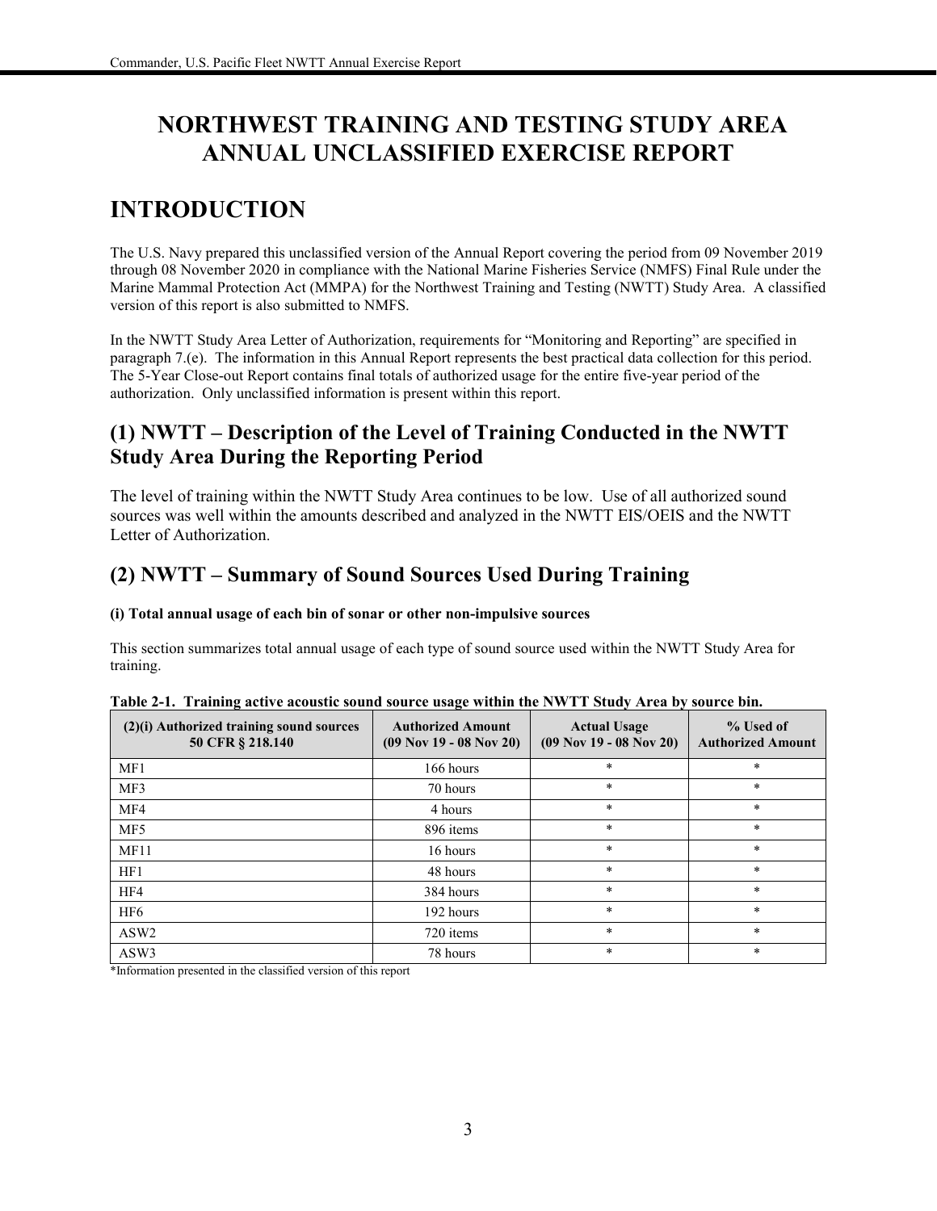# NORTHWEST TRAINING AND TESTING STUDY AREA ANNUAL UNCLASSIFIED EXERCISE REPORT

# INTRODUCTION

The U.S. Navy prepared this unclassified version of the Annual Report covering the period from 09 November 2019 through 08 November 2020 in compliance with the National Marine Fisheries Service (NMFS) Final Rule under the Marine Mammal Protection Act (MMPA) for the Northwest Training and Testing (NWTT) Study Area. A classified version of this report is also submitted to NMFS.

In the NWTT Study Area Letter of Authorization, requirements for "Monitoring and Reporting" are specified in paragraph 7.(e). The information in this Annual Report represents the best practical data collection for this period. The 5-Year Close-out Report contains final totals of authorized usage for the entire five-year period of the authorization. Only unclassified information is present within this report.

## (1) NWTT – Description of the Level of Training Conducted in the NWTT Study Area During the Reporting Period

The level of training within the NWTT Study Area continues to be low. Use of all authorized sound sources was well within the amounts described and analyzed in the NWTT EIS/OEIS and the NWTT Letter of Authorization.

## (2) NWTT – Summary of Sound Sources Used During Training

#### (i) Total annual usage of each bin of sonar or other non-impulsive sources

This section summarizes total annual usage of each type of sound source used within the NWTT Study Area for training.

**Table 2-1. Training active acoustic sound source usage within the NWTT Study Area by source bin.**

| (2)(i) Authorized training sound sources 50 CFR § 218.140 | Authorized Amount (09 Nov 19 - 08 Nov 20) | Actual Usage (09 Nov 19 - 08 Nov 20) | % Used of Authorized Amount |
|---|---|---|---|
| MF1 | 166 hours | * | * |
| MF3 | 70 hours | * | * |
| MF4 | 4 hours | * | * |
| MF5 | 896 items | * | * |
| MF11 | 16 hours | * | * |
| HF1 | 48 hours | * | * |
| HF4 | 384 hours | * | * |
| HF6 | 192 hours | * | * |
| ASW2 | 720 items | * | * |
| ASW3 | 78 hours | * | * |

*Information presented in the classified version of this report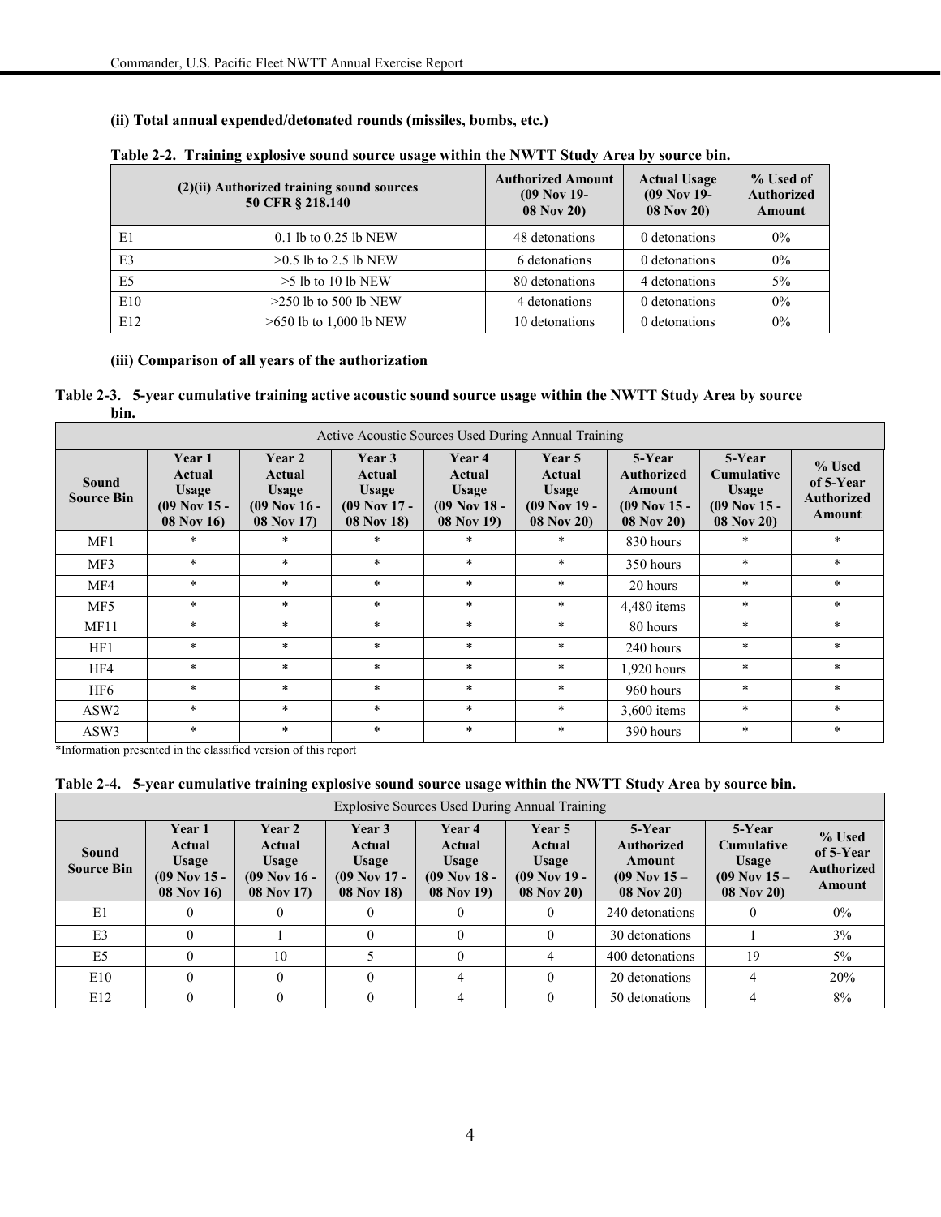**(ii) Total annual expended/detonated rounds (missiles, bombs, etc.)**

**Table 2-2. Training explosive sound source usage within the NWTT Study Area by source bin.**

| (2)(ii) Authorized training sound sources 50 CFR § 218.140 | | Authorized Amount (09 Nov 19- 08 Nov 20) | Actual Usage (09 Nov 19- 08 Nov 20) | % Used of Authorized Amount |
|---|---|---|---|---|
| E1 | 0.1 lb to 0.25 lb NEW | 48 detonations | 0 detonations | 0% |
| E3 | >0.5 lb to 2.5 lb NEW | 6 detonations | 0 detonations | 0% |
| E5 | >5 lb to 10 lb NEW | 80 detonations | 4 detonations | 5% |
| E10 | >250 lb to 500 lb NEW | 4 detonations | 0 detonations | 0% |
| E12 | >650 lb to 1,000 lb NEW | 10 detonations | 0 detonations | 0% |

**(iii) Comparison of all years of the authorization**

**Table 2-3. 5-year cumulative training active acoustic sound source usage within the NWTT Study Area by source bin.**

| Active Acoustic Sources Used During Annual Training | | | | | | | | |
|---|---|---|---|---|---|---|---|---|
| Sound Source Bin | Year 1 Actual Usage (09 Nov 15 - 08 Nov 16) | Year 2 Actual Usage (09 Nov 16 - 08 Nov 17) | Year 3 Actual Usage (09 Nov 17 - 08 Nov 18) | Year 4 Actual Usage (09 Nov 18 - 08 Nov 19) | Year 5 Actual Usage (09 Nov 19 - 08 Nov 20) | 5-Year Authorized Amount (09 Nov 15 - 08 Nov 20) | 5-Year Cumulative Usage (09 Nov 15 - 08 Nov 20) | % Used of 5-Year Authorized Amount |
| MF1 | * | * | * | * | * | 830 hours | * | * |
| MF3 | * | * | * | * | * | 350 hours | * | * |
| MF4 | * | * | * | * | * | 20 hours | * | * |
| MF5 | * | * | * | * | * | 4,480 items | * | * |
| MF11 | * | * | * | * | * | 80 hours | * | * |
| HF1 | * | * | * | * | * | 240 hours | * | * |
| HF4 | * | * | * | * | * | 1,920 hours | * | * |
| HF6 | * | * | * | * | * | 960 hours | * | * |
| ASW2 | * | * | * | * | * | 3,600 items | * | * |
| ASW3 | * | * | * | * | * | 390 hours | * | * |

*Information presented in the classified version of this report

**Table 2-4. 5-year cumulative training explosive sound source usage within the NWTT Study Area by source bin.**

| Explosive Sources Used During Annual Training | | | | | | | | |
|---|---|---|---|---|---|---|---|---|
| Sound Source Bin | Year 1 Actual Usage (09 Nov 15 - 08 Nov 16) | Year 2 Actual Usage (09 Nov 16 - 08 Nov 17) | Year 3 Actual Usage (09 Nov 17 - 08 Nov 18) | Year 4 Actual Usage (09 Nov 18 - 08 Nov 19) | Year 5 Actual Usage (09 Nov 19 - 08 Nov 20) | 5-Year Authorized Amount (09 Nov 15 – 08 Nov 20) | 5-Year Cumulative Usage (09 Nov 15 – 08 Nov 20) | % Used of 5-Year Authorized Amount |
| E1 | 0 | 0 | 0 | 0 | 0 | 240 detonations | 0 | 0% |
| E3 | 0 | 1 | 0 | 0 | 0 | 30 detonations | 1 | 3% |
| E5 | 0 | 10 | 5 | 0 | 4 | 400 detonations | 19 | 5% |
| E10 | 0 | 0 | 0 | 4 | 0 | 20 detonations | 4 | 20% |
| E12 | 0 | 0 | 0 | 4 | 0 | 50 detonations | 4 | 8% |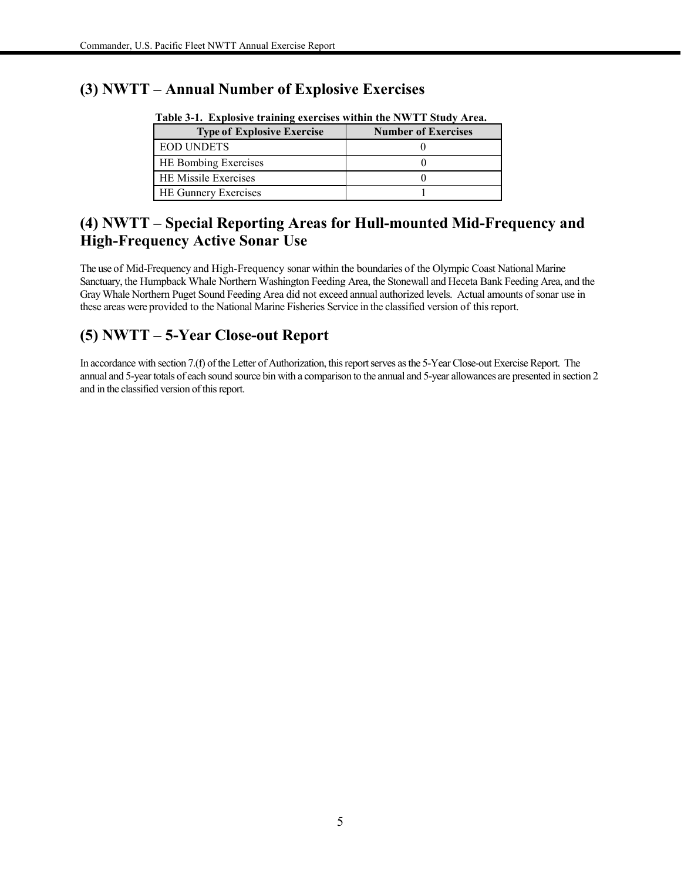## (3) NWTT – Annual Number of Explosive Exercises

**Table 3-1. Explosive training exercises within the NWTT Study Area.**

| Type of Explosive Exercise | Number of Exercises |
|---|---|
| EOD UNDETS | 0 |
| HE Bombing Exercises | 0 |
| HE Missile Exercises | 0 |
| HE Gunnery Exercises | 1 |

## (4) NWTT – Special Reporting Areas for Hull-mounted Mid-Frequency and High-Frequency Active Sonar Use

The use of Mid-Frequency and High-Frequency sonar within the boundaries of the Olympic Coast National Marine Sanctuary, the Humpback Whale Northern Washington Feeding Area, the Stonewall and Heceta Bank Feeding Area, and the Gray Whale Northern Puget Sound Feeding Area did not exceed annual authorized levels. Actual amounts of sonar use in these areas were provided to the National Marine Fisheries Service in the classified version of this report.

## (5) NWTT – 5-Year Close-out Report

In accordance with section 7.(f) of the Letter of Authorization, this report serves as the 5-Year Close-out Exercise Report. The annual and 5-year totals of each sound source bin with a comparison to the annual and 5-year allowances are presented in section 2 and in the classified version of this report.